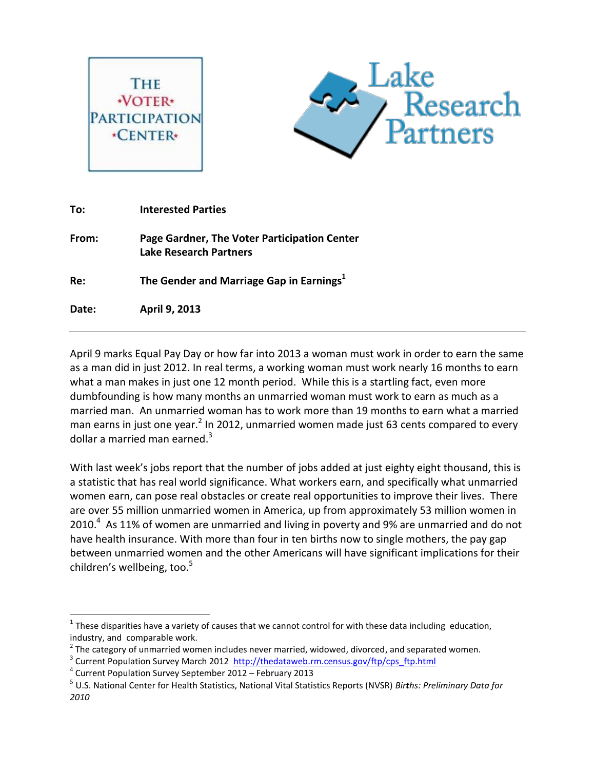THE VOTER PARTICIPATION CENTER

Lake Research Partners

**To:** **Interested Parties**

**From:** **Page Gardner, The Voter Participation Center**
**Lake Research Partners**

**Re:** **The Gender and Marriage Gap in Earnings**[1]

**Date:** **April 9, 2013**

---

April 9 marks Equal Pay Day or how far into 2013 a woman must work in order to earn the same as a man did in just 2012. In real terms, a working woman must work nearly 16 months to earn what a man makes in just one 12 month period. While this is a startling fact, even more dumbfounding is how many months an unmarried woman must work to earn as much as a married man. An unmarried woman has to work more than 19 months to earn what a married man earns in just one year.[2] In 2012, unmarried women made just 63 cents compared to every dollar a married man earned.[3]

With last week's jobs report that the number of jobs added at just eighty eight thousand, this is a statistic that has real world significance. What workers earn, and specifically what unmarried women earn, can pose real obstacles or create real opportunities to improve their lives. There are over 55 million unmarried women in America, up from approximately 53 million women in 2010.[4] As 11% of women are unmarried and living in poverty and 9% are unmarried and do not have health insurance. With more than four in ten births now to single mothers, the pay gap between unmarried women and the other Americans will have significant implications for their children's wellbeing, too.[5]

---

[1] These disparities have a variety of causes that we cannot control for with these data including education, industry, and comparable work.

[2] The category of unmarried women includes never married, widowed, divorced, and separated women.

[3] Current Population Survey March 2012 http://thedataweb.rm.census.gov/ftp/cps_ftp.html

[4] Current Population Survey September 2012 – February 2013

[5] U.S. National Center for Health Statistics, National Vital Statistics Reports (NVSR) *Births: Preliminary Data for 2010*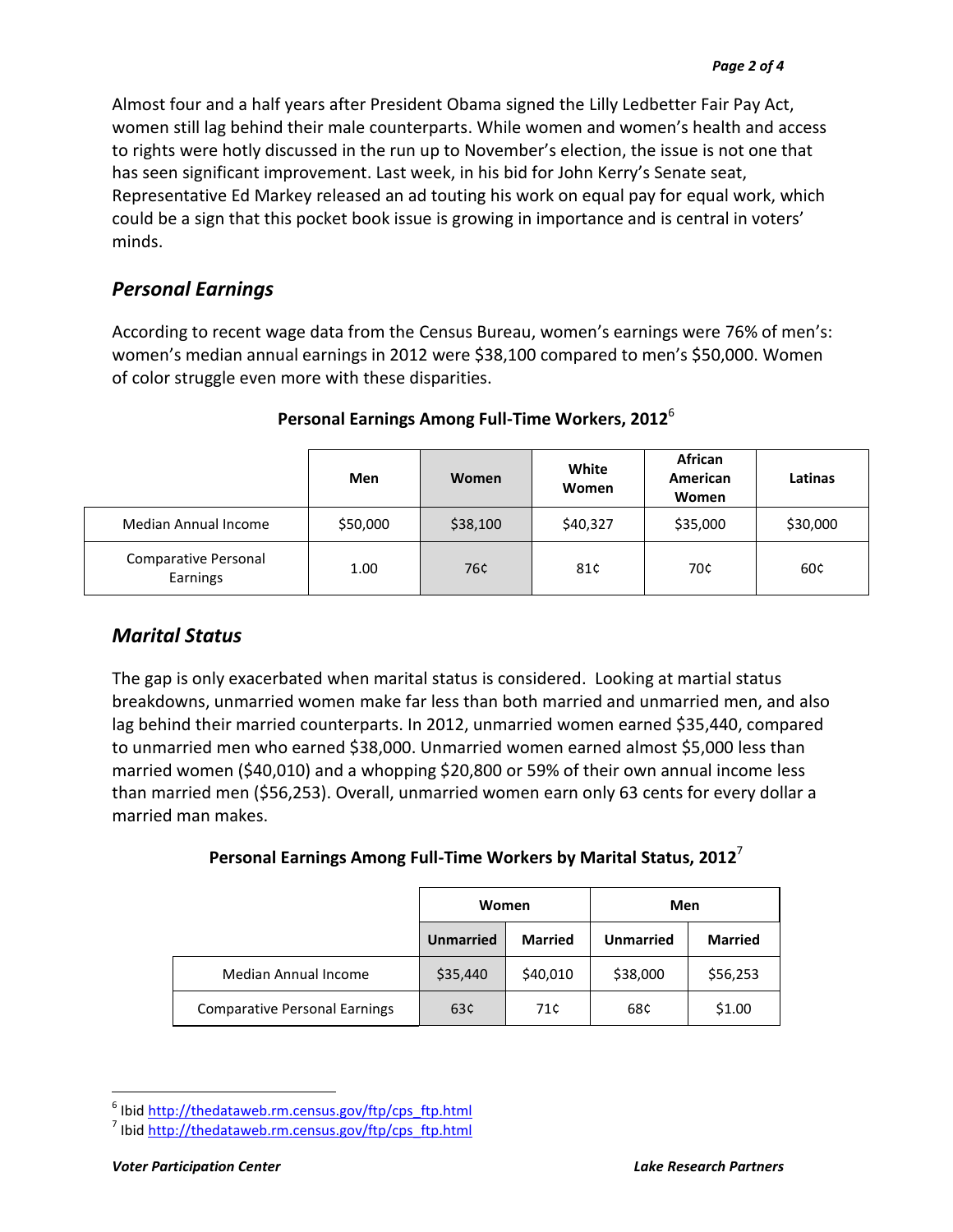Almost four and a half years after President Obama signed the Lilly Ledbetter Fair Pay Act, women still lag behind their male counterparts. While women and women's health and access to rights were hotly discussed in the run up to November's election, the issue is not one that has seen significant improvement. Last week, in his bid for John Kerry's Senate seat, Representative Ed Markey released an ad touting his work on equal pay for equal work, which could be a sign that this pocket book issue is growing in importance and is central in voters' minds.

## *Personal Earnings*

According to recent wage data from the Census Bureau, women's earnings were 76% of men's: women's median annual earnings in 2012 were $38,100 compared to men's $50,000. Women of color struggle even more with these disparities.

**Personal Earnings Among Full-Time Workers, 2012**[6]

| | Men | Women | White Women | African American Women | Latinas |
|---|---|---|---|---|---|
| Median Annual Income | $50,000 | $38,100 | $40,327 | $35,000 | $30,000 |
| Comparative Personal Earnings | 1.00 | 76¢ | 81¢ | 70¢ | 60¢ |

## *Marital Status*

The gap is only exacerbated when marital status is considered. Looking at martial status breakdowns, unmarried women make far less than both married and unmarried men, and also lag behind their married counterparts. In 2012, unmarried women earned $35,440, compared to unmarried men who earned $38,000. Unmarried women earned almost $5,000 less than married women ($40,010) and a whopping $20,800 or 59% of their own annual income less than married men ($56,253). Overall, unmarried women earn only 63 cents for every dollar a married man makes.

**Personal Earnings Among Full-Time Workers by Marital Status, 2012**[7]

| | Women | | Men | |
|---|---|---|---|---|
| | Unmarried | Married | Unmarried | Married |
| Median Annual Income | $35,440 | $40,010 | $38,000 | $56,253 |
| Comparative Personal Earnings | 63¢ | 71¢ | 68¢ | $1.00 |

[6] Ibid http://thedataweb.rm.census.gov/ftp/cps_ftp.html

[7] Ibid http://thedataweb.rm.census.gov/ftp/cps_ftp.html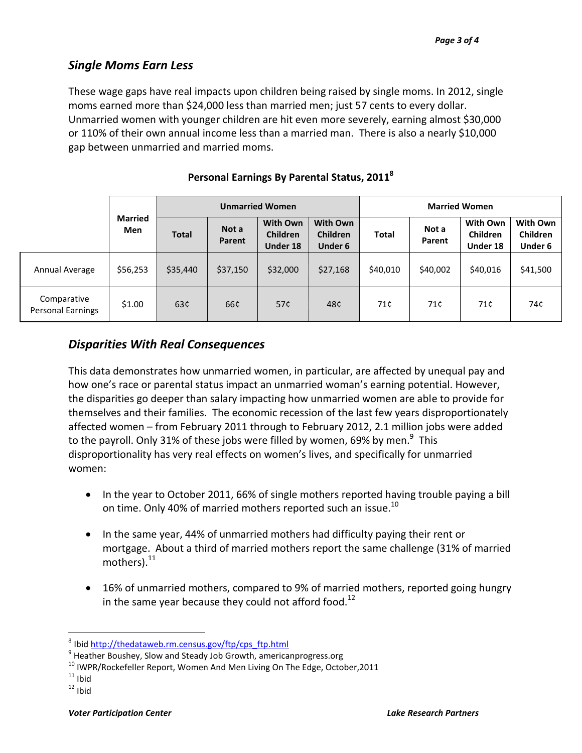## *Single Moms Earn Less*

These wage gaps have real impacts upon children being raised by single moms. In 2012, single moms earned more than $24,000 less than married men; just 57 cents to every dollar. Unmarried women with younger children are hit even more severely, earning almost $30,000 or 110% of their own annual income less than a married man. There is also a nearly $10,000 gap between unmarried and married moms.

**Personal Earnings By Parental Status, 2011[8]**

| | Married Men | Unmarried Women | | | | Married Women | | | |
|---|---|---|---|---|---|---|---|---|---|
| | | Total | Not a Parent | With Own Children Under 18 | With Own Children Under 6 | Total | Not a Parent | With Own Children Under 18 | With Own Children Under 6 |
| Annual Average | $56,253 | $35,440 | $37,150 | $32,000 | $27,168 | $40,010 | $40,002 | $40,016 | $41,500 |
| Comparative Personal Earnings | $1.00 | 63¢ | 66¢ | 57¢ | 48¢ | 71¢ | 71¢ | 71¢ | 74¢ |

## *Disparities With Real Consequences*

This data demonstrates how unmarried women, in particular, are affected by unequal pay and how one's race or parental status impact an unmarried woman's earning potential. However, the disparities go deeper than salary impacting how unmarried women are able to provide for themselves and their families. The economic recession of the last few years disproportionately affected women – from February 2011 through to February 2012, 2.1 million jobs were added to the payroll. Only 31% of these jobs were filled by women, 69% by men.[9] This disproportionality has very real effects on women's lives, and specifically for unmarried women:

- In the year to October 2011, 66% of single mothers reported having trouble paying a bill on time. Only 40% of married mothers reported such an issue.[10]
- In the same year, 44% of unmarried mothers had difficulty paying their rent or mortgage. About a third of married mothers report the same challenge (31% of married mothers).[11]
- 16% of unmarried mothers, compared to 9% of married mothers, reported going hungry in the same year because they could not afford food.[12]

---

[8] Ibid http://thedataweb.rm.census.gov/ftp/cps_ftp.html

[9] Heather Boushey, Slow and Steady Job Growth, americanprogress.org

[10] IWPR/Rockefeller Report, Women And Men Living On The Edge, October,2011

[11] Ibid

[12] Ibid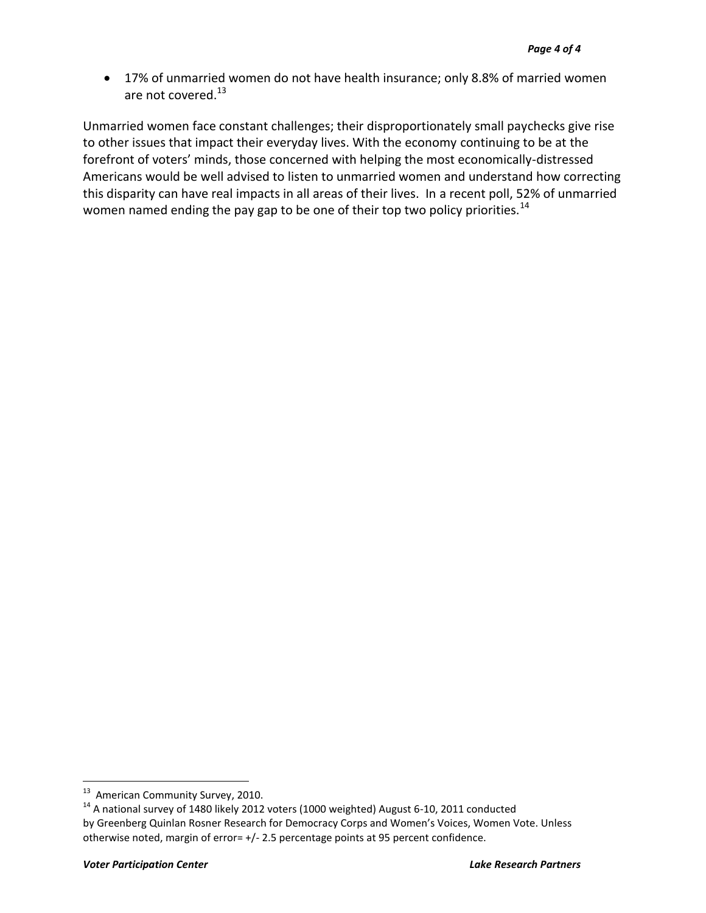- 17% of unmarried women do not have health insurance; only 8.8% of married women are not covered.[13]

Unmarried women face constant challenges; their disproportionately small paychecks give rise to other issues that impact their everyday lives. With the economy continuing to be at the forefront of voters' minds, those concerned with helping the most economically-distressed Americans would be well advised to listen to unmarried women and understand how correcting this disparity can have real impacts in all areas of their lives. In a recent poll, 52% of unmarried women named ending the pay gap to be one of their top two policy priorities.[14]

---

[13] American Community Survey, 2010.

[14] A national survey of 1480 likely 2012 voters (1000 weighted) August 6-10, 2011 conducted by Greenberg Quinlan Rosner Research for Democracy Corps and Women's Voices, Women Vote. Unless otherwise noted, margin of error= +/- 2.5 percentage points at 95 percent confidence.